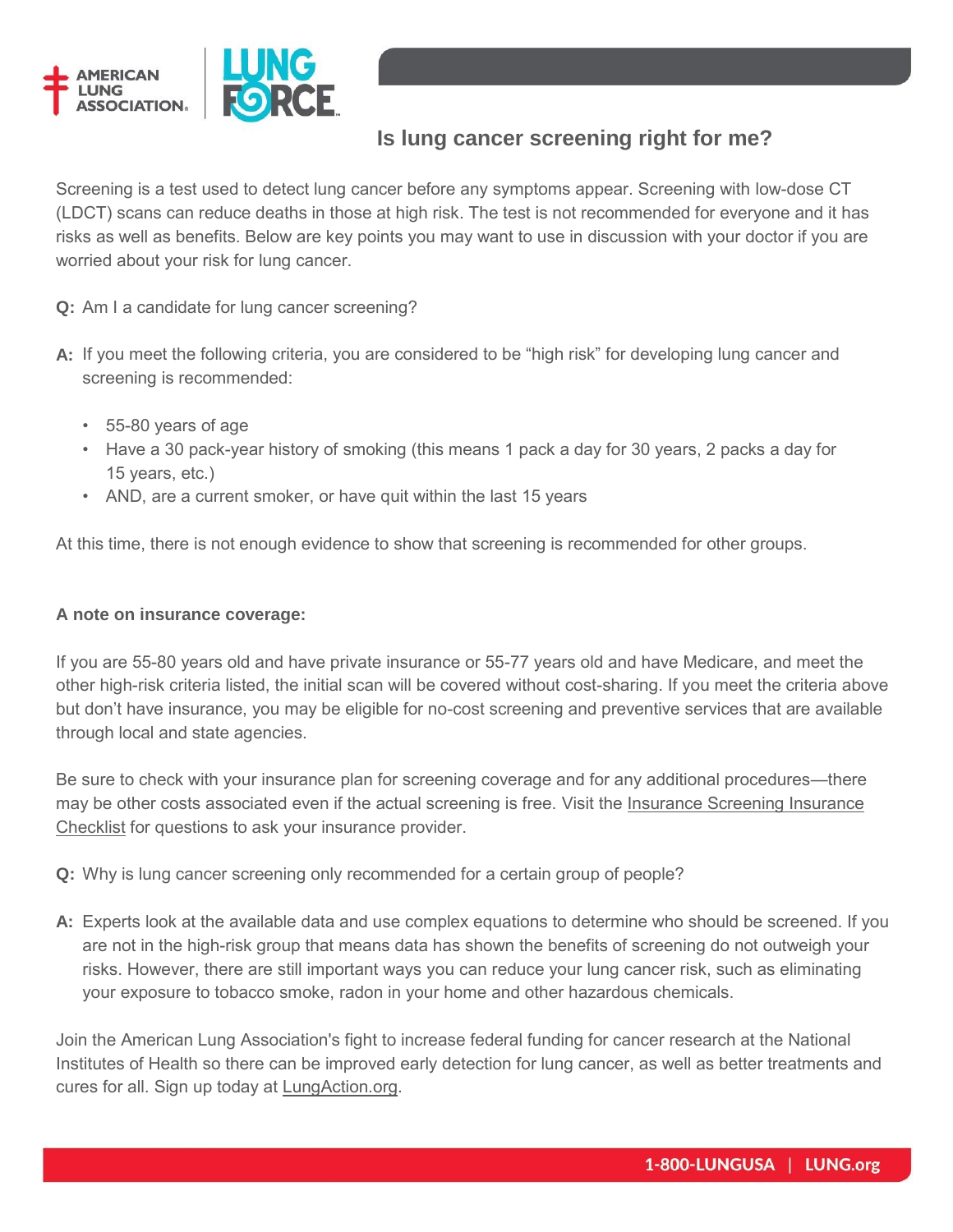# Is lung cancer screening right for me?

Screening is a test used to detect lung cancer before any symptoms appear. Screening with low-dose CT (LDCT) scans can reduce deaths in those at high risk. The test is not recommended for everyone and it has risks as well as benefits. Below are key points you may want to use in discussion with your doctor if you are worried about your risk for lung cancer.

**Q:** Am I a candidate for lung cancer screening?

**A:** If you meet the following criteria, you are considered to be "high risk" for developing lung cancer and screening is recommended:

- 55-80 years of age
- Have a 30 pack-year history of smoking (this means 1 pack a day for 30 years, 2 packs a day for 15 years, etc.)
- AND, are a current smoker, or have quit within the last 15 years

At this time, there is not enough evidence to show that screening is recommended for other groups.

**A note on insurance coverage:**

If you are 55-80 years old and have private insurance or 55-77 years old and have Medicare, and meet the other high-risk criteria listed, the initial scan will be covered without cost-sharing. If you meet the criteria above but don't have insurance, you may be eligible for no-cost screening and preventive services that are available through local and state agencies.

Be sure to check with your insurance plan for screening coverage and for any additional procedures—there may be other costs associated even if the actual screening is free. Visit the Insurance Screening Insurance Checklist for questions to ask your insurance provider.

**Q:** Why is lung cancer screening only recommended for a certain group of people?

**A:** Experts look at the available data and use complex equations to determine who should be screened. If you are not in the high-risk group that means data has shown the benefits of screening do not outweigh your risks. However, there are still important ways you can reduce your lung cancer risk, such as eliminating your exposure to tobacco smoke, radon in your home and other hazardous chemicals.

Join the American Lung Association's fight to increase federal funding for cancer research at the National Institutes of Health so there can be improved early detection for lung cancer, as well as better treatments and cures for all. Sign up today at LungAction.org.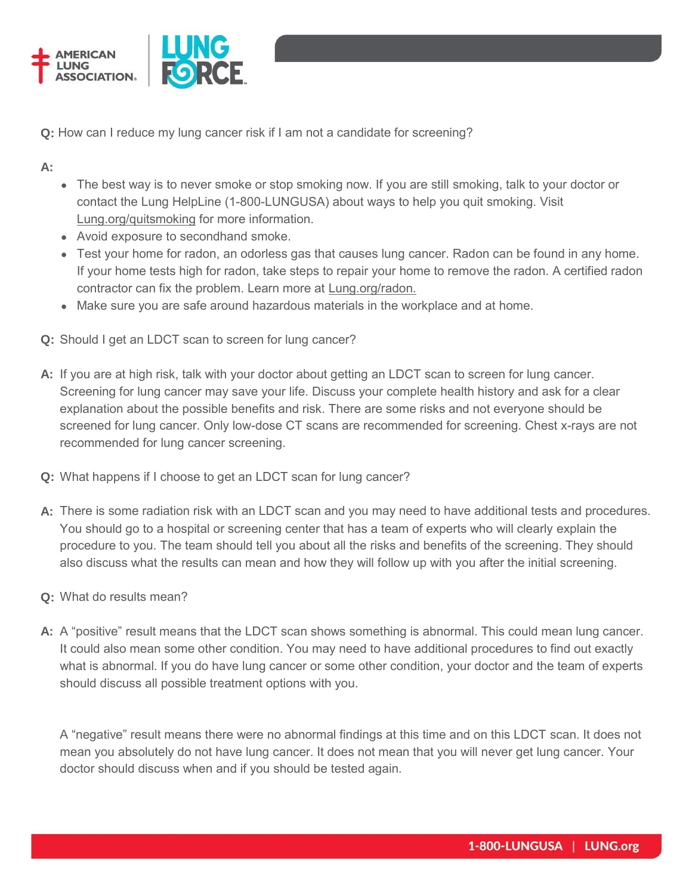**Q:** How can I reduce my lung cancer risk if I am not a candidate for screening?

**A:**

- The best way is to never smoke or stop smoking now. If you are still smoking, talk to your doctor or contact the Lung HelpLine (1-800-LUNGUSA) about ways to help you quit smoking. Visit Lung.org/quitsmoking for more information.
- Avoid exposure to secondhand smoke.
- Test your home for radon, an odorless gas that causes lung cancer. Radon can be found in any home. If your home tests high for radon, take steps to repair your home to remove the radon. A certified radon contractor can fix the problem. Learn more at Lung.org/radon.
- Make sure you are safe around hazardous materials in the workplace and at home.

**Q:** Should I get an LDCT scan to screen for lung cancer?

**A:** If you are at high risk, talk with your doctor about getting an LDCT scan to screen for lung cancer. Screening for lung cancer may save your life. Discuss your complete health history and ask for a clear explanation about the possible benefits and risk. There are some risks and not everyone should be screened for lung cancer. Only low-dose CT scans are recommended for screening. Chest x-rays are not recommended for lung cancer screening.

**Q:** What happens if I choose to get an LDCT scan for lung cancer?

**A:** There is some radiation risk with an LDCT scan and you may need to have additional tests and procedures. You should go to a hospital or screening center that has a team of experts who will clearly explain the procedure to you. The team should tell you about all the risks and benefits of the screening. They should also discuss what the results can mean and how they will follow up with you after the initial screening.

**Q:** What do results mean?

**A:** A "positive" result means that the LDCT scan shows something is abnormal. This could mean lung cancer. It could also mean some other condition. You may need to have additional procedures to find out exactly what is abnormal. If you do have lung cancer or some other condition, your doctor and the team of experts should discuss all possible treatment options with you.

A "negative" result means there were no abnormal findings at this time and on this LDCT scan. It does not mean you absolutely do not have lung cancer. It does not mean that you will never get lung cancer. Your doctor should discuss when and if you should be tested again.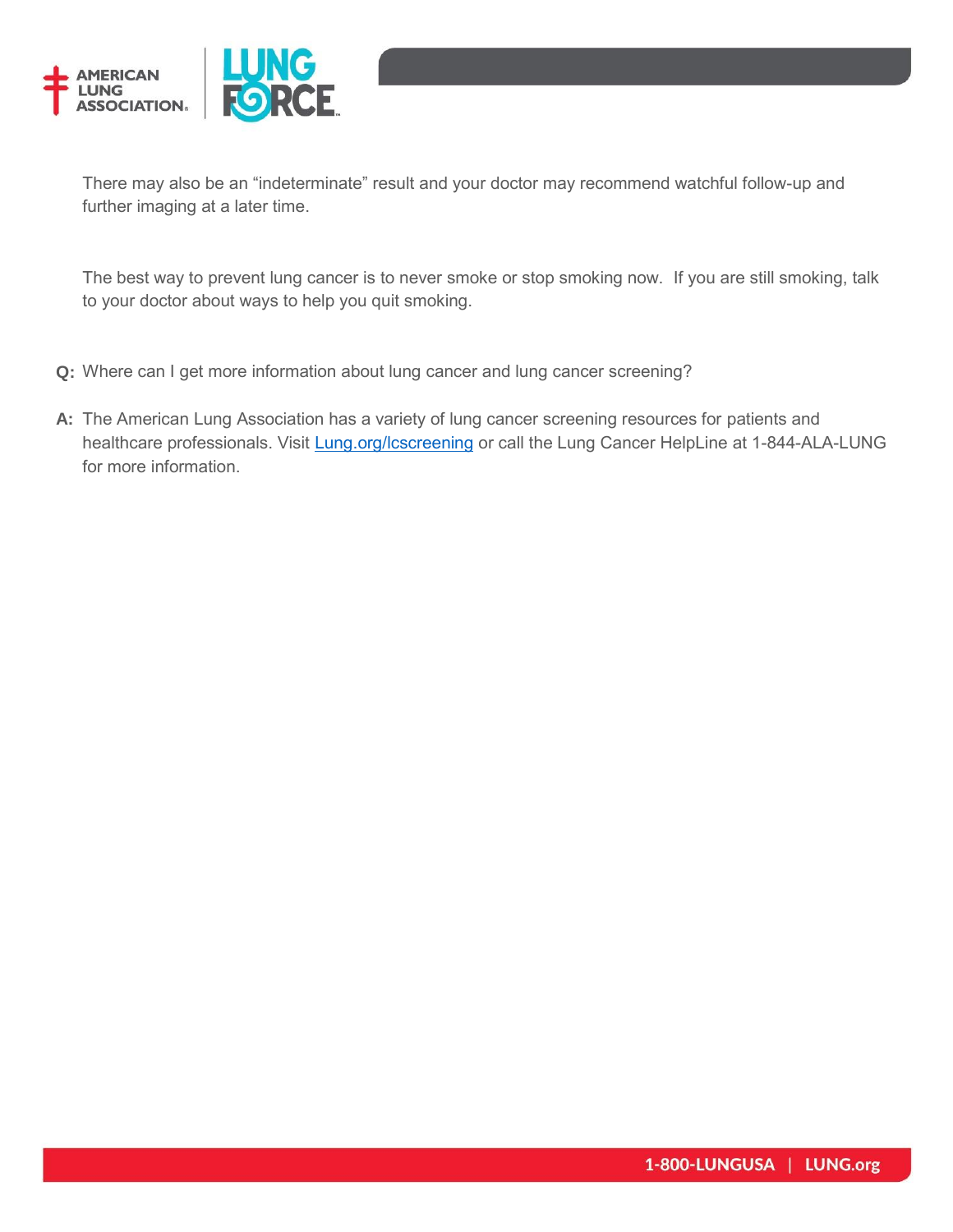There may also be an “indeterminate” result and your doctor may recommend watchful follow-up and further imaging at a later time.

The best way to prevent lung cancer is to never smoke or stop smoking now. If you are still smoking, talk to your doctor about ways to help you quit smoking.

**Q:** Where can I get more information about lung cancer and lung cancer screening?

**A:** The American Lung Association has a variety of lung cancer screening resources for patients and healthcare professionals. Visit [Lung.org/lcscreening](Lung.org/lcscreening) or call the Lung Cancer HelpLine at 1-844-ALA-LUNG for more information.